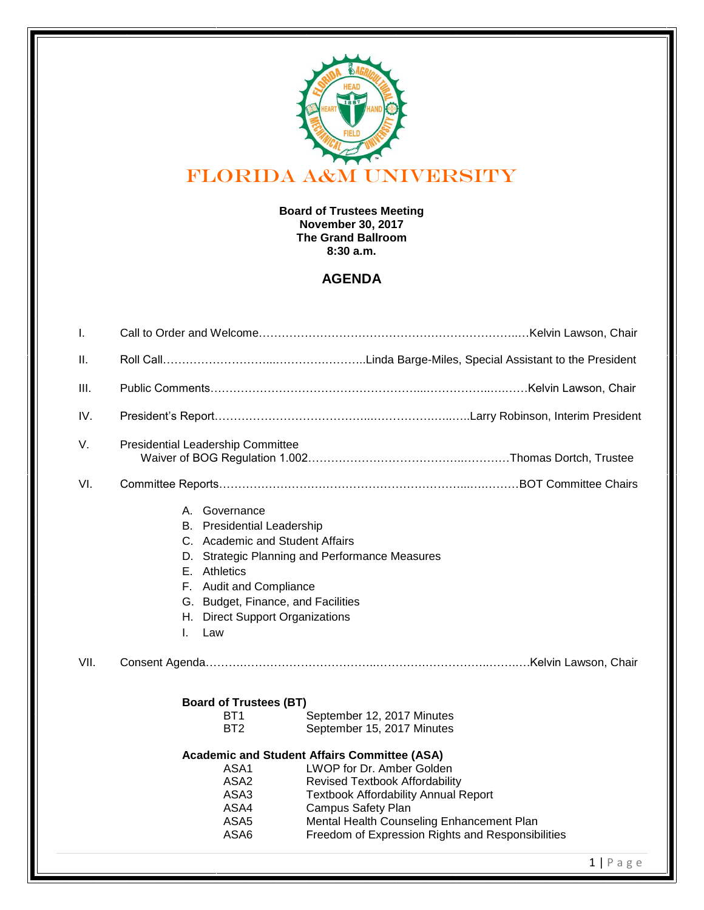# FLORIDA A&M UNIVERSITY

**Board of Trustees Meeting**
**November 30, 2017**
**The Grand Ballroom**
**8:30 a.m.**

## AGENDA

I. Call to Order and Welcome……………………………………………………………..…Kelvin Lawson, Chair

II. Roll Call………………………...…………….………..Linda Barge-Miles, Special Assistant to the President

III. Public Comments………………………………………………...……………..….……Kelvin Lawson, Chair

IV. President's Report…………………………………...…………….…...…..Larry Robinson, Interim President

V. Presidential Leadership Committee
 Waiver of BOG Regulation 1.002…………………………………..…………Thomas Dortch, Trustee

VI. Committee Reports…………………………………………………………...….………BOT Committee Chairs

A. Governance
B. Presidential Leadership
C. Academic and Student Affairs
D. Strategic Planning and Performance Measures
E. Athletics
F. Audit and Compliance
G. Budget, Finance, and Facilities
H. Direct Support Organizations
I. Law

VII. Consent Agenda………………………………..………….……………..……….Kelvin Lawson, Chair

**Board of Trustees (BT)**

| | |
|---|---|
| BT1 | September 12, 2017 Minutes |
| BT2 | September 15, 2017 Minutes |

**Academic and Student Affairs Committee (ASA)**

| | |
|---|---|
| ASA1 | LWOP for Dr. Amber Golden |
| ASA2 | Revised Textbook Affordability |
| ASA3 | Textbook Affordability Annual Report |
| ASA4 | Campus Safety Plan |
| ASA5 | Mental Health Counseling Enhancement Plan |
| ASA6 | Freedom of Expression Rights and Responsibilities |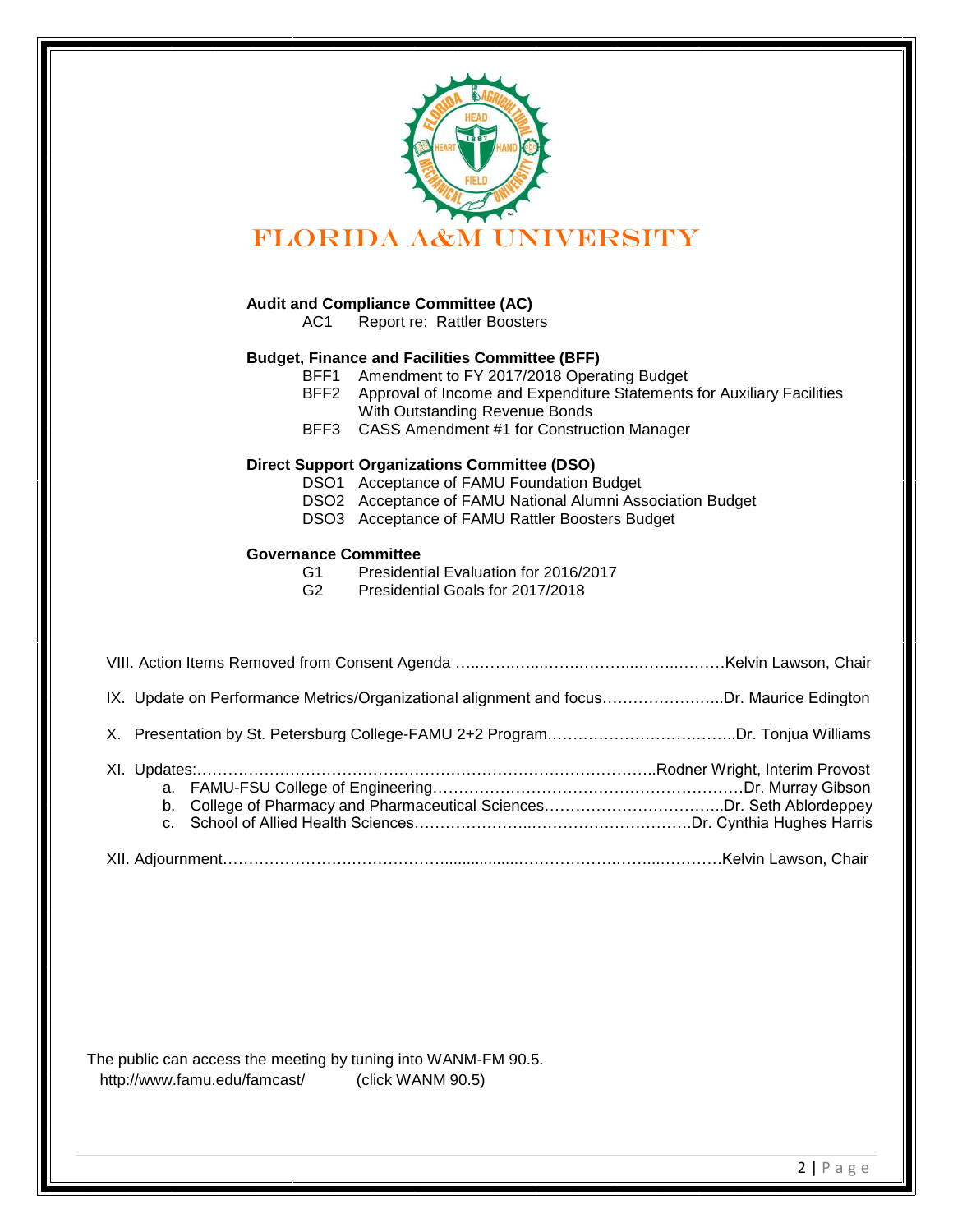# FLORIDA A&M UNIVERSITY

**Audit and Compliance Committee (AC)**

AC1 Report re: Rattler Boosters

**Budget, Finance and Facilities Committee (BFF)**

BFF1 Amendment to FY 2017/2018 Operating Budget
BFF2 Approval of Income and Expenditure Statements for Auxiliary Facilities With Outstanding Revenue Bonds
BFF3 CASS Amendment #1 for Construction Manager

**Direct Support Organizations Committee (DSO)**

DSO1 Acceptance of FAMU Foundation Budget
DSO2 Acceptance of FAMU National Alumni Association Budget
DSO3 Acceptance of FAMU Rattler Boosters Budget

**Governance Committee**

G1 Presidential Evaluation for 2016/2017
G2 Presidential Goals for 2017/2018

VIII. Action Items Removed from Consent Agenda ……………………………………………Kelvin Lawson, Chair

IX. Update on Performance Metrics/Organizational alignment and focus……………………..Dr. Maurice Edington

X. Presentation by St. Petersburg College-FAMU 2+2 Program……………………………..Dr. Tonjua Williams

XI. Updates:……………………………………………………………………………..Rodner Wright, Interim Provost

a. FAMU-FSU College of Engineering……………………………………………………Dr. Murray Gibson
b. College of Pharmacy and Pharmaceutical Sciences……………………………..Dr. Seth Ablordeppey
c. School of Allied Health Sciences……………………………………………….Dr. Cynthia Hughes Harris

XII. Adjournment………………………………………………………………………………Kelvin Lawson, Chair

The public can access the meeting by tuning into WANM-FM 90.5.
http://www.famu.edu/famcast/ (click WANM 90.5)